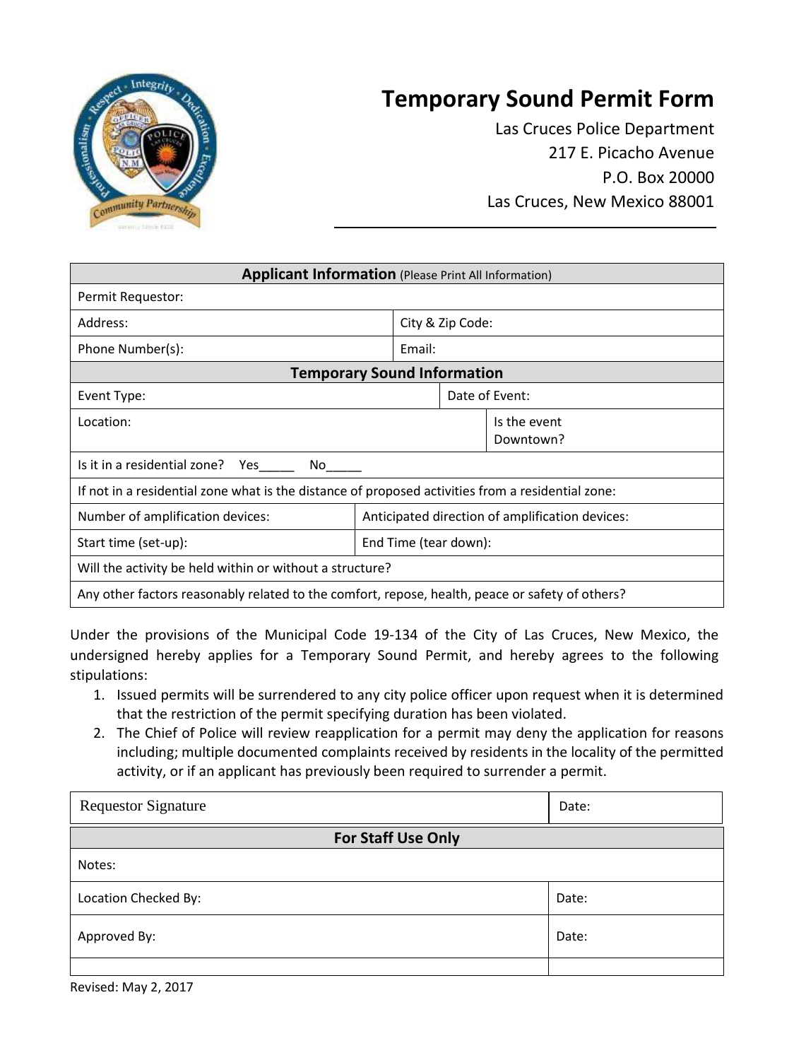# Temporary Sound Permit Form

Las Cruces Police Department
217 E. Picacho Avenue
P.O. Box 20000
Las Cruces, New Mexico 88001

| **Applicant Information** (Please Print All Information) | |
|---|---|
| Permit Requestor: | |
| Address: | City & Zip Code: |
| Phone Number(s): | Email: |

| **Temporary Sound Information** | |
|---|---|
| Event Type: | Date of Event: |
| Location: | Is the event Downtown? |
| Is it in a residential zone? Yes_____ No_____ | |
| If not in a residential zone what is the distance of proposed activities from a residential zone: | |
| Number of amplification devices: | Anticipated direction of amplification devices: |
| Start time (set-up): | End Time (tear down): |
| Will the activity be held within or without a structure? | |
| Any other factors reasonably related to the comfort, repose, health, peace or safety of others? | |

Under the provisions of the Municipal Code 19-134 of the City of Las Cruces, New Mexico, the undersigned hereby applies for a Temporary Sound Permit, and hereby agrees to the following stipulations:

1. Issued permits will be surrendered to any city police officer upon request when it is determined that the restriction of the permit specifying duration has been violated.
2. The Chief of Police will review reapplication for a permit may deny the application for reasons including; multiple documented complaints received by residents in the locality of the permitted activity, or if an applicant has previously been required to surrender a permit.

| Requestor Signature | Date: |
|---|---|

| **For Staff Use Only** | |
|---|---|
| Notes: | |
| Location Checked By: | Date: |
| Approved By: | Date: |
| | |

Revised: May 2, 2017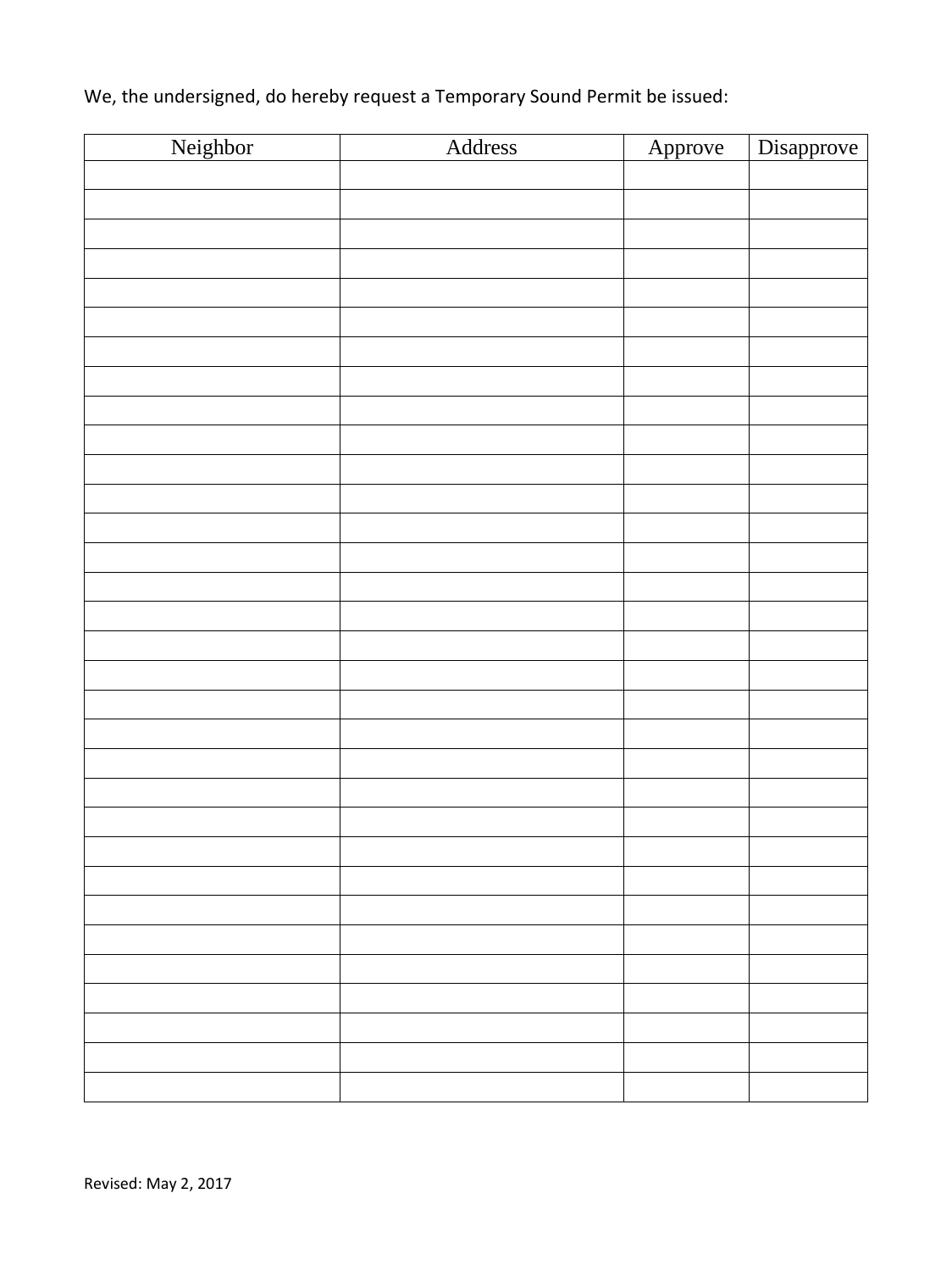We, the undersigned, do hereby request a Temporary Sound Permit be issued:

| Neighbor | Address | Approve | Disapprove |
|---|---|---|---|
| | | | |
| | | | |
| | | | |
| | | | |
| | | | |
| | | | |
| | | | |
| | | | |
| | | | |
| | | | |
| | | | |
| | | | |
| | | | |
| | | | |
| | | | |
| | | | |
| | | | |
| | | | |
| | | | |
| | | | |
| | | | |
| | | | |
| | | | |
| | | | |
| | | | |
| | | | |
| | | | |
| | | | |
| | | | |
| | | | |
| | | | |
| | | | |